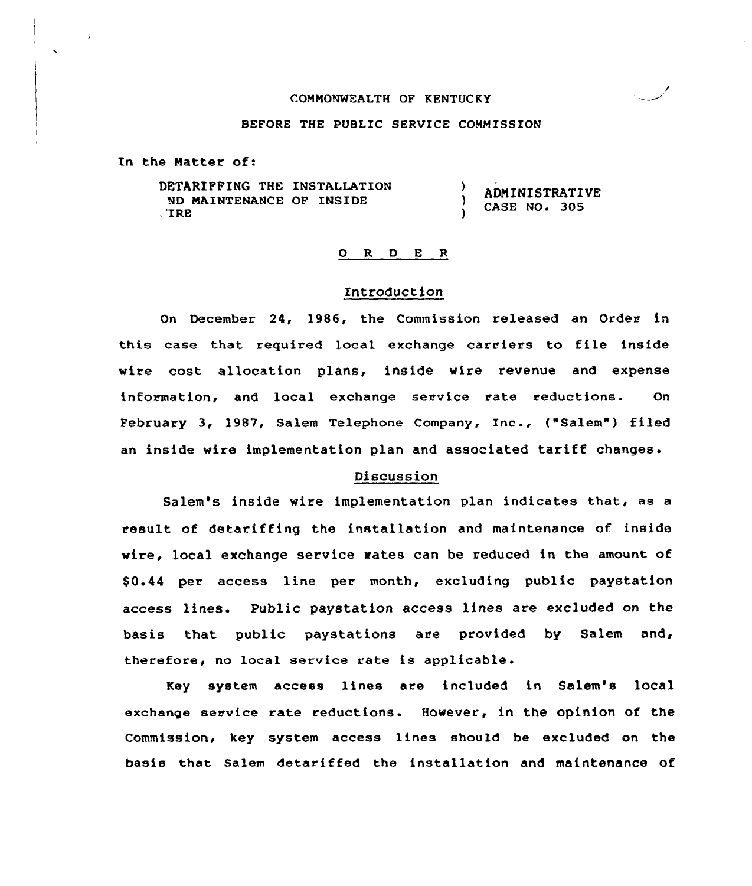COMMONWEALTH OF KENTUCKY

BEFORE THE PUBLIC SERVICE COMMISSION

In the Matter of:

| | | |
|---|---|---|
| DETARIFFING THE INSTALLATION ND MAINTENANCE OF INSIDE .'IRE | ) ) ) | ADMINISTRATIVE CASE NO. 305 |

## O R D E R

### Introduction

On December 24, 1986, the Commission released an Order in this case that required local exchange carriers to file inside wire cost allocation plans, inside wire revenue and expense information, and local exchange service rate reductions. On February 3, 1987, Salem Telephone Company, Inc., ("Salem") filed an inside wire implementation plan and associated tariff changes.

### Discussion

Salem's inside wire implementation plan indicates that, as a result of detariffing the installation and maintenance of inside wire, local exchange service rates can be reduced in the amount of $0.44 per access line per month, excluding public paystation access lines. Public paystation access lines are excluded on the basis that public paystations are provided by Salem and, therefore, no local service rate is applicable.

Key system access lines are included in Salem's local exchange service rate reductions. However, in the opinion of the Commission, key system access lines should be excluded on the basis that Salem detariffed the installation and maintenance of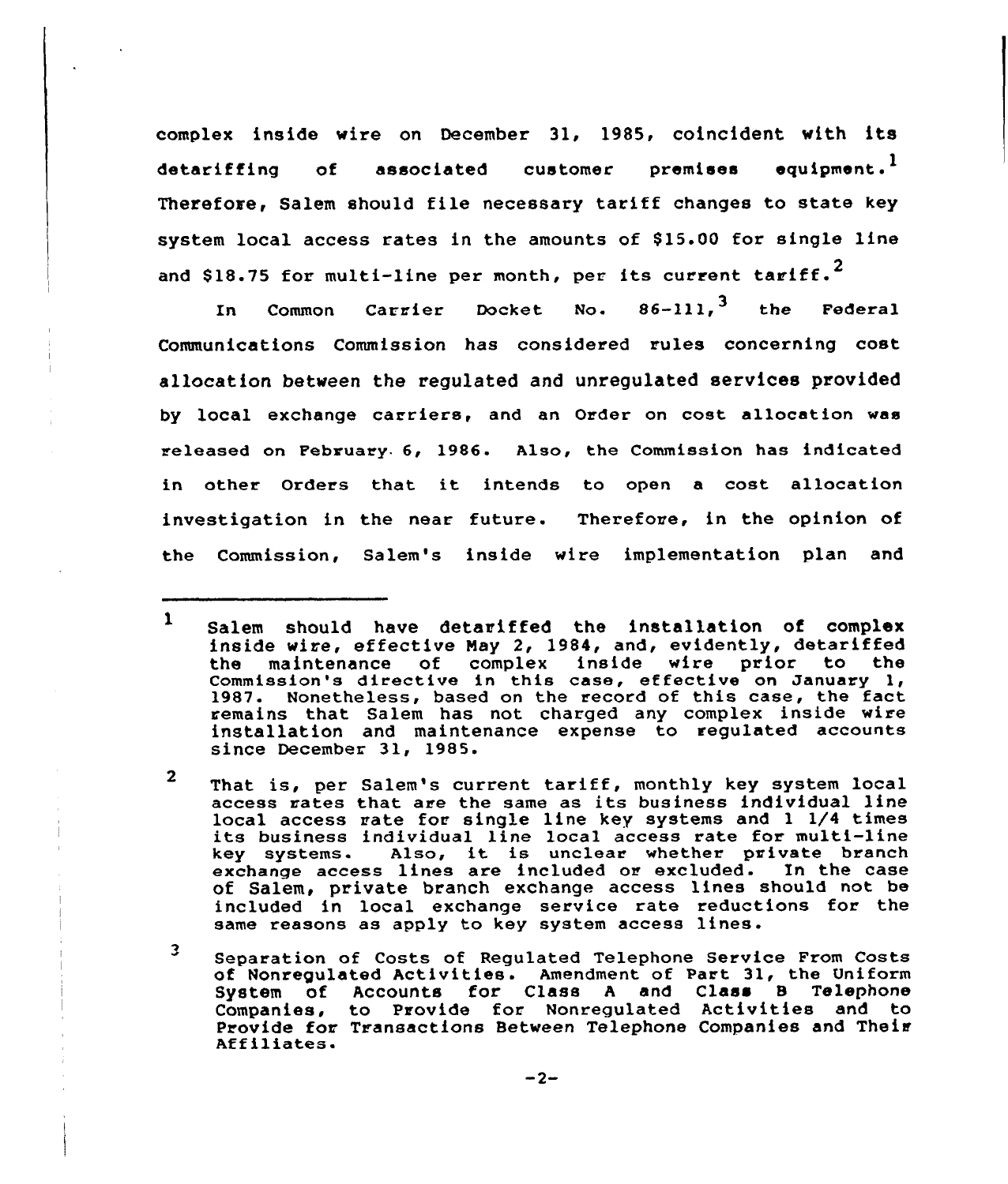complex inside wire on December 31, 1985, coincident with its detariffing of associated customer premises equipment.[1] Therefore, Salem should file necessary tariff changes to state key system local access rates in the amounts of $15.00 for single line and $18.75 for multi-line per month, per its current tariff.[2]

In Common Carrier Docket No. 86-111,[3] the Federal Communications Commission has considered rules concerning cost allocation between the regulated and unregulated services provided by local exchange carriers, and an Order on cost allocation was released on February 6, 1986. Also, the Commission has indicated in other Orders that it intends to open a cost allocation investigation in the near future. Therefore, in the opinion of the Commission, Salem's inside wire implementation plan and

---

1 Salem should have detariffed the installation of complex inside wire, effective May 2, 1984, and, evidently, detariffed the maintenance of complex inside wire prior to the Commission's directive in this case, effective on January 1, 1987. Nonetheless, based on the record of this case, the fact remains that Salem has not charged any complex inside wire installation and maintenance expense to regulated accounts since December 31, 1985.

2 That is, per Salem's current tariff, monthly key system local access rates that are the same as its business individual line local access rate for single line key systems and 1 1/4 times its business individual line local access rate for multi-line key systems. Also, it is unclear whether private branch exchange access lines are included or excluded. In the case of Salem, private branch exchange access lines should not be included in local exchange service rate reductions for the same reasons as apply to key system access lines.

3 Separation of Costs of Regulated Telephone Service From Costs of Nonregulated Activities. Amendment of Part 31, the Uniform System of Accounts for Class A and Class B Telephone Companies, to Provide for Nonregulated Activities and to Provide for Transactions Between Telephone Companies and Their Affiliates.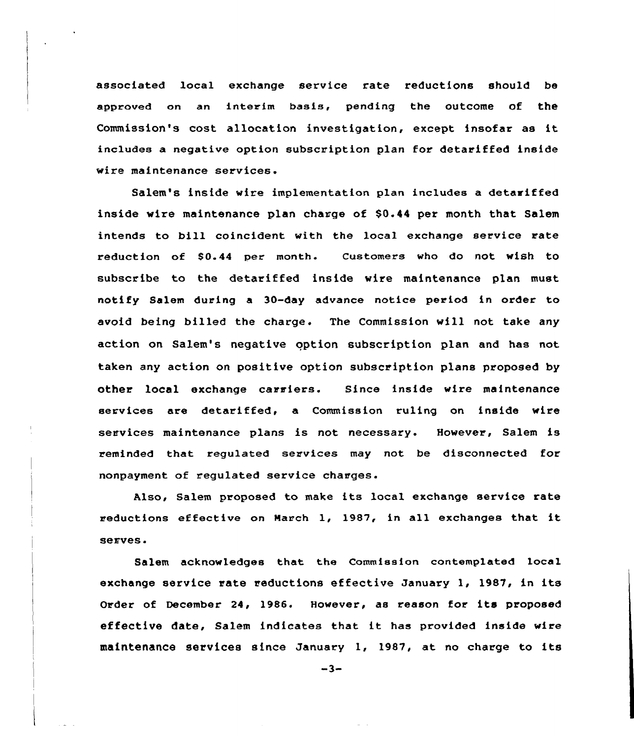associated local exchange service rate reductions should be approved on an interim basis, pending the outcome of the Commission's cost allocation investigation, except insofar as it includes a negative option subscription plan for detariffed inside wire maintenance services.

Salem's inside wire implementation plan includes a detariffed inside wire maintenance plan charge of $0.44 per month that Salem intends to bill coincident with the local exchange service rate reduction of $0.44 per month. Customers who do not wish to subscribe to the detariffed inside wire maintenance plan must notify Salem during a 30-day advance notice period in order to avoid being billed the charge. The Commission will not take any action on Salem's negative option subscription plan and has not taken any action on positive option subscription plans proposed by other local exchange carriers. Since inside wire maintenance services are detariffed, a Commission ruling on inside wire services maintenance plans is not necessary. However, Salem is reminded that regulated services may not be disconnected for nonpayment of regulated service charges.

Also, Salem proposed to make its local exchange service rate reductions effective on March 1, 1987, in all exchanges that it serves.

Salem acknowledges that the Commission contemplated local exchange service rate reductions effective January 1, 1987, in its Order of December 24, 1986. However, as reason for its proposed effective date, Salem indicates that it has provided inside wire maintenance services since January 1, 1987, at no charge to its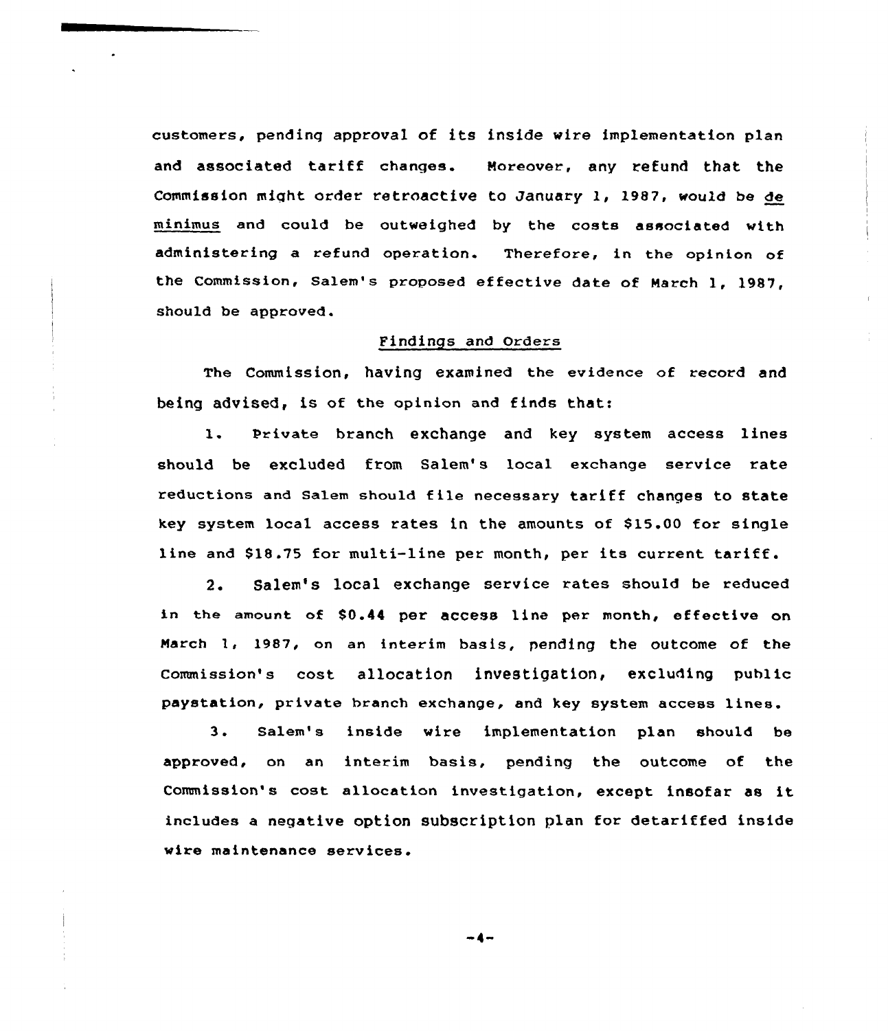customers, pending approval of its inside wire implementation plan and associated tariff changes. Moreover, any refund that the Commission might order retroactive to January 1, 1987, would be *de minimus* and could be outweighed by the costs associated with administering a refund operation. Therefore, in the opinion of the Commission, Salem's proposed effective date of March 1, 1987, should be approved.

## Findings and Orders

The Commission, having examined the evidence of record and being advised, is of the opinion and finds that:

1. Private branch exchange and key system access lines should be excluded from Salem's local exchange service rate reductions and Salem should file necessary tariff changes to state key system local access rates in the amounts of $15.00 for single line and $18.75 for multi-line per month, per its current tariff.

2. Salem's local exchange service rates should be reduced in the amount of $0.44 per access line per month, effective on March 1, 1987, on an interim basis, pending the outcome of the Commission's cost allocation investigation, excluding public paystation, private branch exchange, and key system access lines.

3. Salem's inside wire implementation plan should be approved, on an interim basis, pending the outcome of the Commission's cost allocation investigation, except insofar as it includes a negative option subscription plan for detariffed inside wire maintenance services.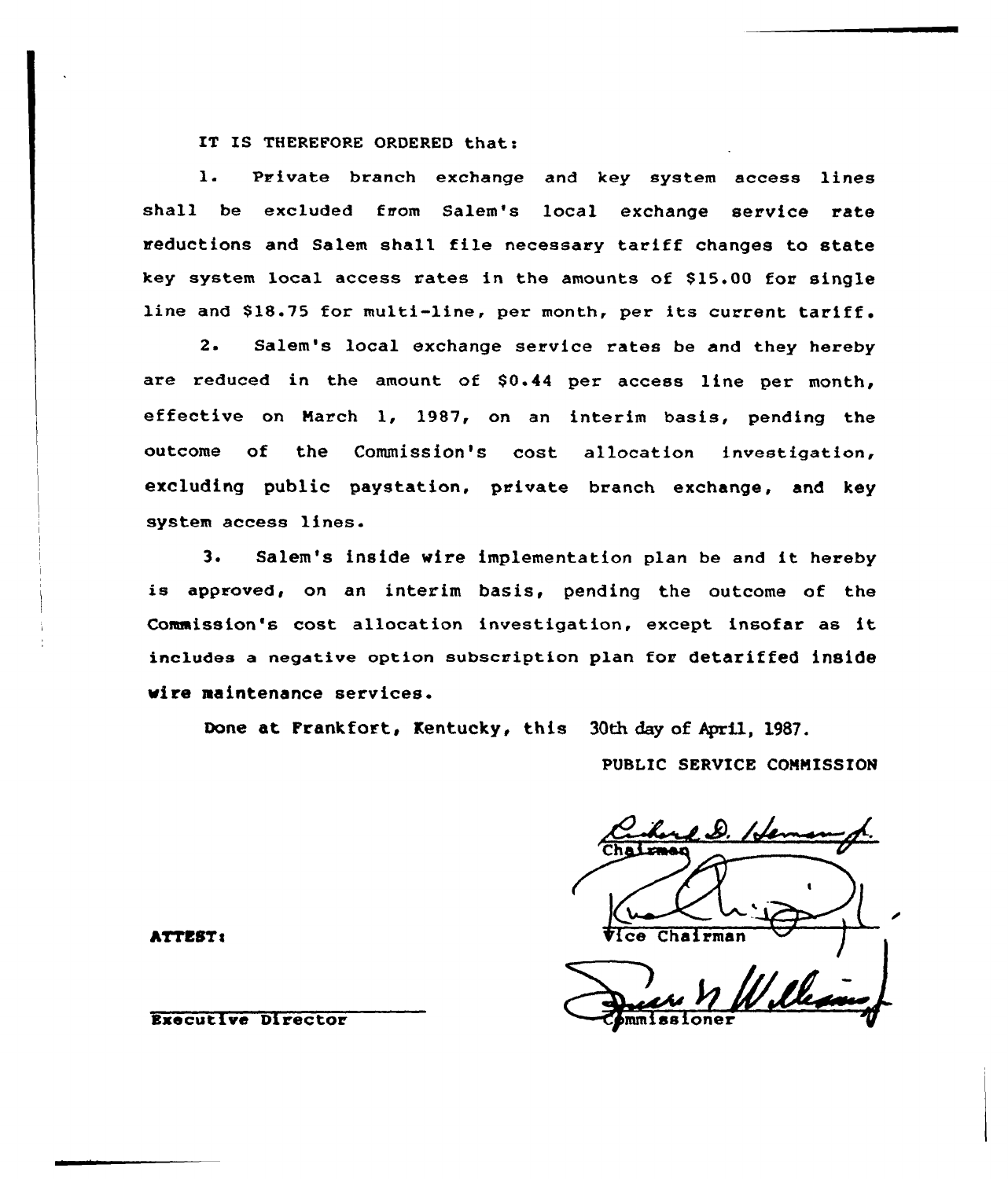IT IS THEREFORE ORDERED that:

1. Private branch exchange and key system access lines shall be excluded from Salem's local exchange service rate reductions and Salem shall file necessary tariff changes to state key system local access rates in the amounts of $15.00 for single line and $18.75 for multi-line, per month, per its current tariff.

2. Salem's local exchange service rates be and they hereby are reduced in the amount of $0.44 per access line per month, effective on March 1, 1987, on an interim basis, pending the outcome of the Commission's cost allocation investigation, excluding public paystation, private branch exchange, and key system access lines.

3. Salem's inside wire implementation plan be and it hereby is approved, on an interim basis, pending the outcome of the Commission's cost allocation investigation, except insofar as it includes a negative option subscription plan for detariffed inside wire maintenance services.

Done at Frankfort, Kentucky, this 30th day of April, 1987.

PUBLIC SERVICE COMMISSION

Chairman

Vice Chairman

Commissioner

ATTEST:

Executive Director